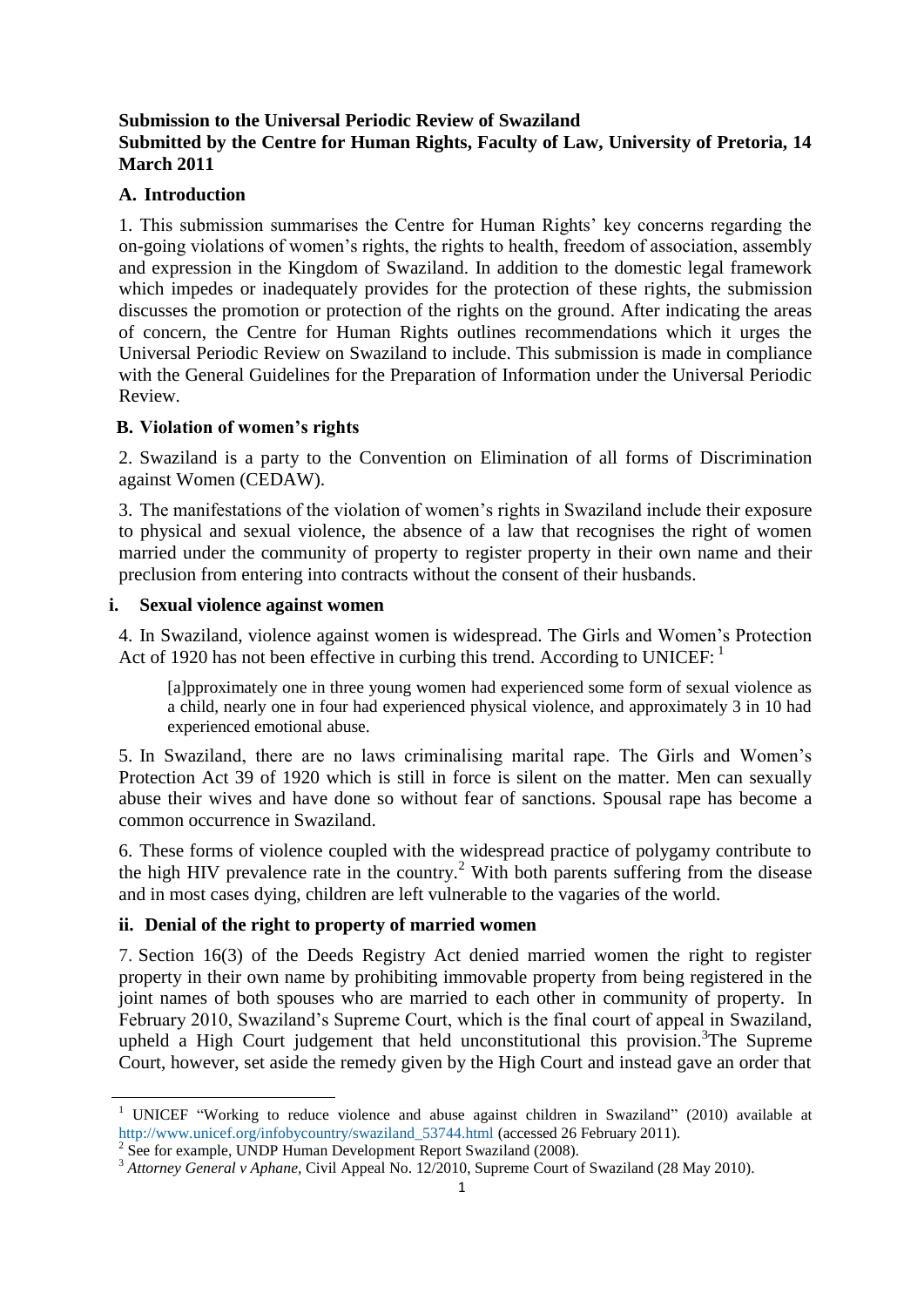**Submission to the Universal Periodic Review of Swaziland**
**Submitted by the Centre for Human Rights, Faculty of Law, University of Pretoria, 14 March 2011**

## A. Introduction

1. This submission summarises the Centre for Human Rights' key concerns regarding the on-going violations of women's rights, the rights to health, freedom of association, assembly and expression in the Kingdom of Swaziland. In addition to the domestic legal framework which impedes or inadequately provides for the protection of these rights, the submission discusses the promotion or protection of the rights on the ground. After indicating the areas of concern, the Centre for Human Rights outlines recommendations which it urges the Universal Periodic Review on Swaziland to include. This submission is made in compliance with the General Guidelines for the Preparation of Information under the Universal Periodic Review.

## B. Violation of women's rights

2. Swaziland is a party to the Convention on Elimination of all forms of Discrimination against Women (CEDAW).

3. The manifestations of the violation of women's rights in Swaziland include their exposure to physical and sexual violence, the absence of a law that recognises the right of women married under the community of property to register property in their own name and their preclusion from entering into contracts without the consent of their husbands.

### i. Sexual violence against women

4. In Swaziland, violence against women is widespread. The Girls and Women's Protection Act of 1920 has not been effective in curbing this trend. According to UNICEF: [1]

> [a]pproximately one in three young women had experienced some form of sexual violence as a child, nearly one in four had experienced physical violence, and approximately 3 in 10 had experienced emotional abuse.

5. In Swaziland, there are no laws criminalising marital rape. The Girls and Women's Protection Act 39 of 1920 which is still in force is silent on the matter. Men can sexually abuse their wives and have done so without fear of sanctions. Spousal rape has become a common occurrence in Swaziland.

6. These forms of violence coupled with the widespread practice of polygamy contribute to the high HIV prevalence rate in the country.[2] With both parents suffering from the disease and in most cases dying, children are left vulnerable to the vagaries of the world.

### ii. Denial of the right to property of married women

7. Section 16(3) of the Deeds Registry Act denied married women the right to register property in their own name by prohibiting immovable property from being registered in the joint names of both spouses who are married to each other in community of property. In February 2010, Swaziland's Supreme Court, which is the final court of appeal in Swaziland, upheld a High Court judgement that held unconstitutional this provision.[3] The Supreme Court, however, set aside the remedy given by the High Court and instead gave an order that

---

[1] UNICEF "Working to reduce violence and abuse against children in Swaziland" (2010) available at http://www.unicef.org/infobycountry/swaziland_53744.html (accessed 26 February 2011).

[2] See for example, UNDP Human Development Report Swaziland (2008).

[3] *Attorney General v Aphane*, Civil Appeal No. 12/2010, Supreme Court of Swaziland (28 May 2010).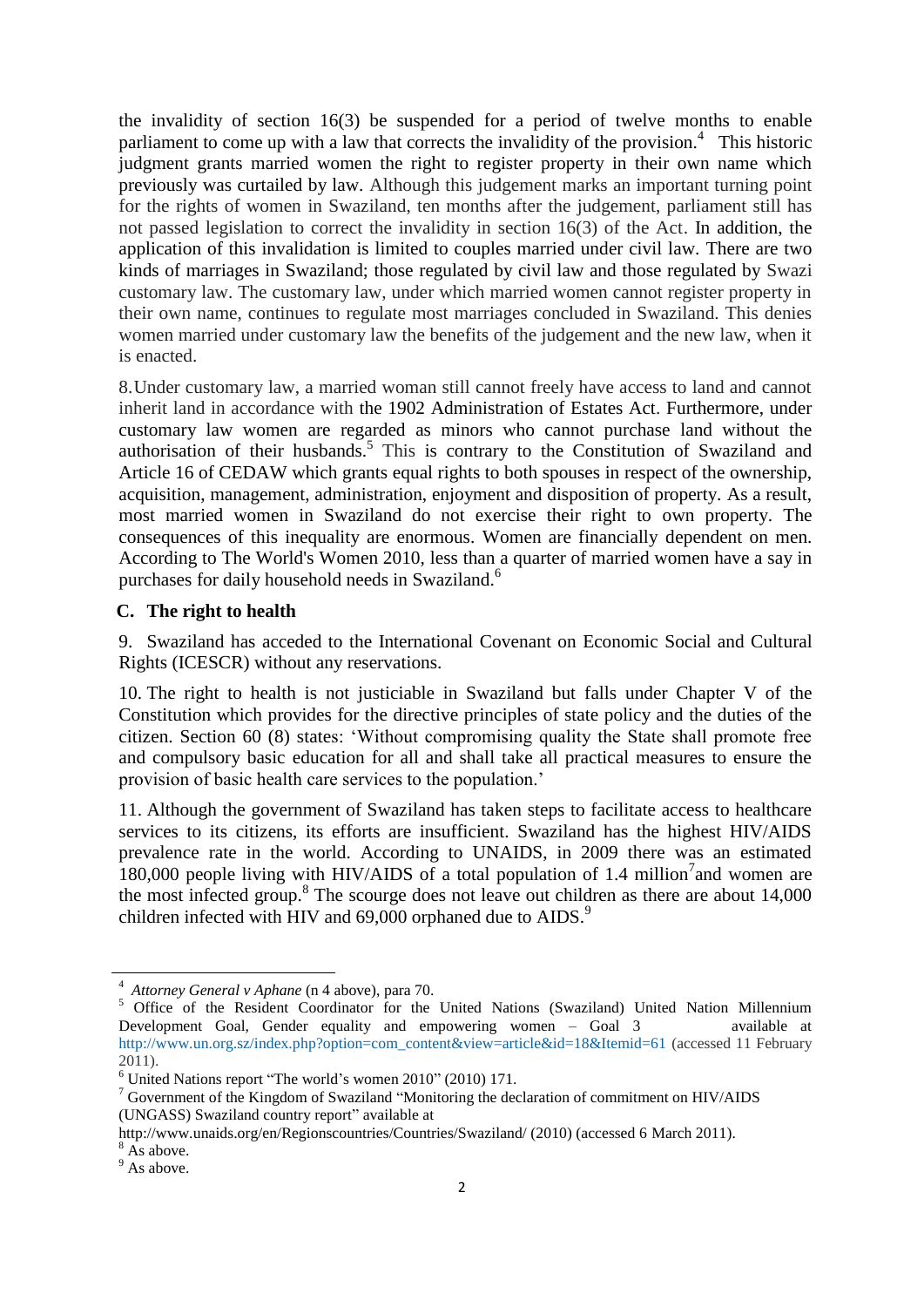the invalidity of section 16(3) be suspended for a period of twelve months to enable parliament to come up with a law that corrects the invalidity of the provision.[4] This historic judgment grants married women the right to register property in their own name which previously was curtailed by law. Although this judgement marks an important turning point for the rights of women in Swaziland, ten months after the judgement, parliament still has not passed legislation to correct the invalidity in section 16(3) of the Act. In addition, the application of this invalidation is limited to couples married under civil law. There are two kinds of marriages in Swaziland; those regulated by civil law and those regulated by Swazi customary law. The customary law, under which married women cannot register property in their own name, continues to regulate most marriages concluded in Swaziland. This denies women married under customary law the benefits of the judgement and the new law, when it is enacted.

8. Under customary law, a married woman still cannot freely have access to land and cannot inherit land in accordance with the 1902 Administration of Estates Act. Furthermore, under customary law women are regarded as minors who cannot purchase land without the authorisation of their husbands.[5] This is contrary to the Constitution of Swaziland and Article 16 of CEDAW which grants equal rights to both spouses in respect of the ownership, acquisition, management, administration, enjoyment and disposition of property. As a result, most married women in Swaziland do not exercise their right to own property. The consequences of this inequality are enormous. Women are financially dependent on men. According to The World's Women 2010, less than a quarter of married women have a say in purchases for daily household needs in Swaziland.[6]

### C. The right to health

9. Swaziland has acceded to the International Covenant on Economic Social and Cultural Rights (ICESCR) without any reservations.

10. The right to health is not justiciable in Swaziland but falls under Chapter V of the Constitution which provides for the directive principles of state policy and the duties of the citizen. Section 60 (8) states: 'Without compromising quality the State shall promote free and compulsory basic education for all and shall take all practical measures to ensure the provision of basic health care services to the population.'

11. Although the government of Swaziland has taken steps to facilitate access to healthcare services to its citizens, its efforts are insufficient. Swaziland has the highest HIV/AIDS prevalence rate in the world. According to UNAIDS, in 2009 there was an estimated 180,000 people living with HIV/AIDS of a total population of 1.4 million[7] and women are the most infected group.[8] The scourge does not leave out children as there are about 14,000 children infected with HIV and 69,000 orphaned due to AIDS.[9]

---

[4] *Attorney General v Aphane* (n 4 above), para 70.

[5] Office of the Resident Coordinator for the United Nations (Swaziland) United Nation Millennium Development Goal, Gender equality and empowering women – Goal 3 available at http://www.un.org.sz/index.php?option=com_content&view=article&id=18&Itemid=61 (accessed 11 February 2011).

[6] United Nations report "The world's women 2010" (2010) 171.

[7] Government of the Kingdom of Swaziland "Monitoring the declaration of commitment on HIV/AIDS (UNGASS) Swaziland country report" available at http://www.unaids.org/en/Regionscountries/Countries/Swaziland/ (2010) (accessed 6 March 2011).

[8] As above.

[9] As above.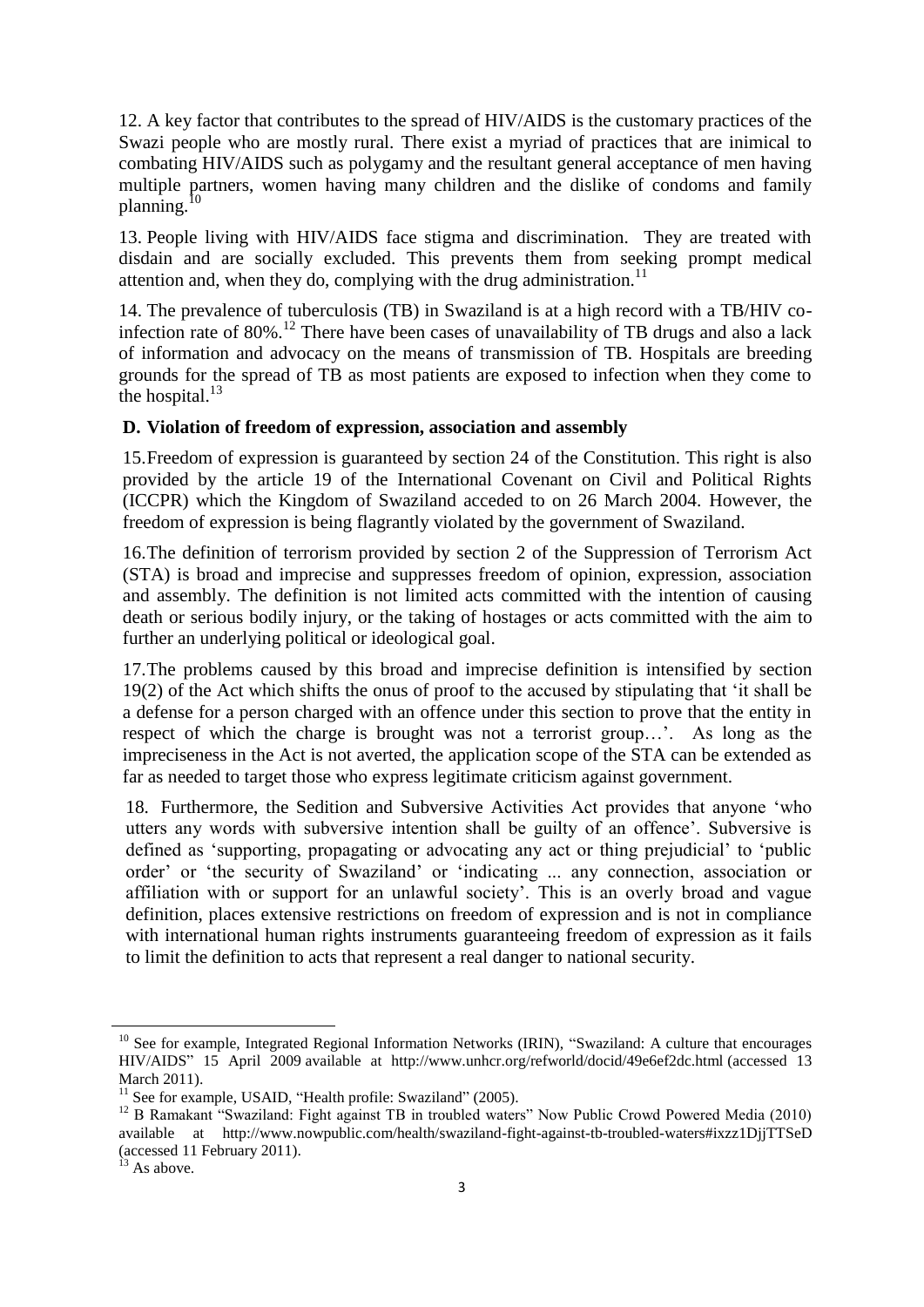12. A key factor that contributes to the spread of HIV/AIDS is the customary practices of the Swazi people who are mostly rural. There exist a myriad of practices that are inimical to combating HIV/AIDS such as polygamy and the resultant general acceptance of men having multiple partners, women having many children and the dislike of condoms and family planning.[10]

13. People living with HIV/AIDS face stigma and discrimination. They are treated with disdain and are socially excluded. This prevents them from seeking prompt medical attention and, when they do, complying with the drug administration.[11]

14. The prevalence of tuberculosis (TB) in Swaziland is at a high record with a TB/HIV co-infection rate of 80%.[12] There have been cases of unavailability of TB drugs and also a lack of information and advocacy on the means of transmission of TB. Hospitals are breeding grounds for the spread of TB as most patients are exposed to infection when they come to the hospital.[13]

### D. Violation of freedom of expression, association and assembly

15. Freedom of expression is guaranteed by section 24 of the Constitution. This right is also provided by the article 19 of the International Covenant on Civil and Political Rights (ICCPR) which the Kingdom of Swaziland acceded to on 26 March 2004. However, the freedom of expression is being flagrantly violated by the government of Swaziland.

16. The definition of terrorism provided by section 2 of the Suppression of Terrorism Act (STA) is broad and imprecise and suppresses freedom of opinion, expression, association and assembly. The definition is not limited acts committed with the intention of causing death or serious bodily injury, or the taking of hostages or acts committed with the aim to further an underlying political or ideological goal.

17. The problems caused by this broad and imprecise definition is intensified by section 19(2) of the Act which shifts the onus of proof to the accused by stipulating that 'it shall be a defense for a person charged with an offence under this section to prove that the entity in respect of which the charge is brought was not a terrorist group…'. As long as the impreciseness in the Act is not averted, the application scope of the STA can be extended as far as needed to target those who express legitimate criticism against government.

18. Furthermore, the Sedition and Subversive Activities Act provides that anyone 'who utters any words with subversive intention shall be guilty of an offence'. Subversive is defined as 'supporting, propagating or advocating any act or thing prejudicial' to 'public order' or 'the security of Swaziland' or 'indicating ... any connection, association or affiliation with or support for an unlawful society'. This is an overly broad and vague definition, places extensive restrictions on freedom of expression and is not in compliance with international human rights instruments guaranteeing freedom of expression as it fails to limit the definition to acts that represent a real danger to national security.

---

[10] See for example, Integrated Regional Information Networks (IRIN), "Swaziland: A culture that encourages HIV/AIDS" 15 April 2009 available at http://www.unhcr.org/refworld/docid/49e6ef2dc.html (accessed 13 March 2011).

[11] See for example, USAID, "Health profile: Swaziland" (2005).

[12] B Ramakant "Swaziland: Fight against TB in troubled waters" Now Public Crowd Powered Media (2010) available at http://www.nowpublic.com/health/swaziland-fight-against-tb-troubled-waters#ixzz1DjjTTSeD (accessed 11 February 2011).

[13] As above.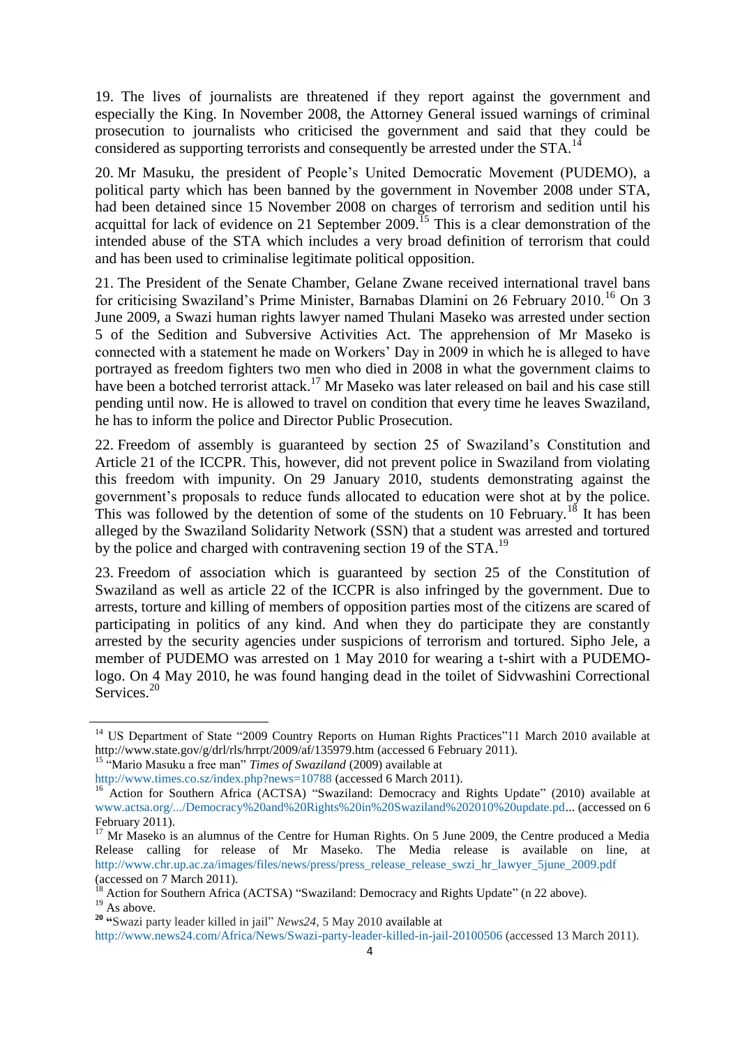19. The lives of journalists are threatened if they report against the government and especially the King. In November 2008, the Attorney General issued warnings of criminal prosecution to journalists who criticised the government and said that they could be considered as supporting terrorists and consequently be arrested under the STA.[14]

20. Mr Masuku, the president of People's United Democratic Movement (PUDEMO), a political party which has been banned by the government in November 2008 under STA, had been detained since 15 November 2008 on charges of terrorism and sedition until his acquittal for lack of evidence on 21 September 2009.[15] This is a clear demonstration of the intended abuse of the STA which includes a very broad definition of terrorism that could and has been used to criminalise legitimate political opposition.

21. The President of the Senate Chamber, Gelane Zwane received international travel bans for criticising Swaziland's Prime Minister, Barnabas Dlamini on 26 February 2010.[16] On 3 June 2009, a Swazi human rights lawyer named Thulani Maseko was arrested under section 5 of the Sedition and Subversive Activities Act. The apprehension of Mr Maseko is connected with a statement he made on Workers' Day in 2009 in which he is alleged to have portrayed as freedom fighters two men who died in 2008 in what the government claims to have been a botched terrorist attack.[17] Mr Maseko was later released on bail and his case still pending until now. He is allowed to travel on condition that every time he leaves Swaziland, he has to inform the police and Director Public Prosecution.

22. Freedom of assembly is guaranteed by section 25 of Swaziland's Constitution and Article 21 of the ICCPR. This, however, did not prevent police in Swaziland from violating this freedom with impunity. On 29 January 2010, students demonstrating against the government's proposals to reduce funds allocated to education were shot at by the police. This was followed by the detention of some of the students on 10 February.[18] It has been alleged by the Swaziland Solidarity Network (SSN) that a student was arrested and tortured by the police and charged with contravening section 19 of the STA.[19]

23. Freedom of association which is guaranteed by section 25 of the Constitution of Swaziland as well as article 22 of the ICCPR is also infringed by the government. Due to arrests, torture and killing of members of opposition parties most of the citizens are scared of participating in politics of any kind. And when they do participate they are constantly arrested by the security agencies under suspicions of terrorism and tortured. Sipho Jele, a member of PUDEMO was arrested on 1 May 2010 for wearing a t-shirt with a PUDEMO-logo. On 4 May 2010, he was found hanging dead in the toilet of Sidvwashini Correctional Services.[20]

---

[14] US Department of State "2009 Country Reports on Human Rights Practices"11 March 2010 available at http://www.state.gov/g/drl/rls/hrrpt/2009/af/135979.htm (accessed 6 February 2011).

[15] "Mario Masuku a free man" *Times of Swaziland* (2009) available at http://www.times.co.sz/index.php?news=10788 (accessed 6 March 2011).

[16] Action for Southern Africa (ACTSA) "Swaziland: Democracy and Rights Update" (2010) available at www.actsa.org/.../Democracy%20and%20Rights%20in%20Swaziland%202010%20update.pd... (accessed on 6 February 2011).

[17] Mr Maseko is an alumnus of the Centre for Human Rights. On 5 June 2009, the Centre produced a Media Release calling for release of Mr Maseko. The Media release is available on line, at http://www.chr.up.ac.za/images/files/news/press/press_release_release_swzi_hr_lawyer_5june_2009.pdf (accessed on 7 March 2011).

[18] Action for Southern Africa (ACTSA) "Swaziland: Democracy and Rights Update" (n 22 above).

[19] As above.

[20] "Swazi party leader killed in jail" *News24*, 5 May 2010 available at http://www.news24.com/Africa/News/Swazi-party-leader-killed-in-jail-20100506 (accessed 13 March 2011).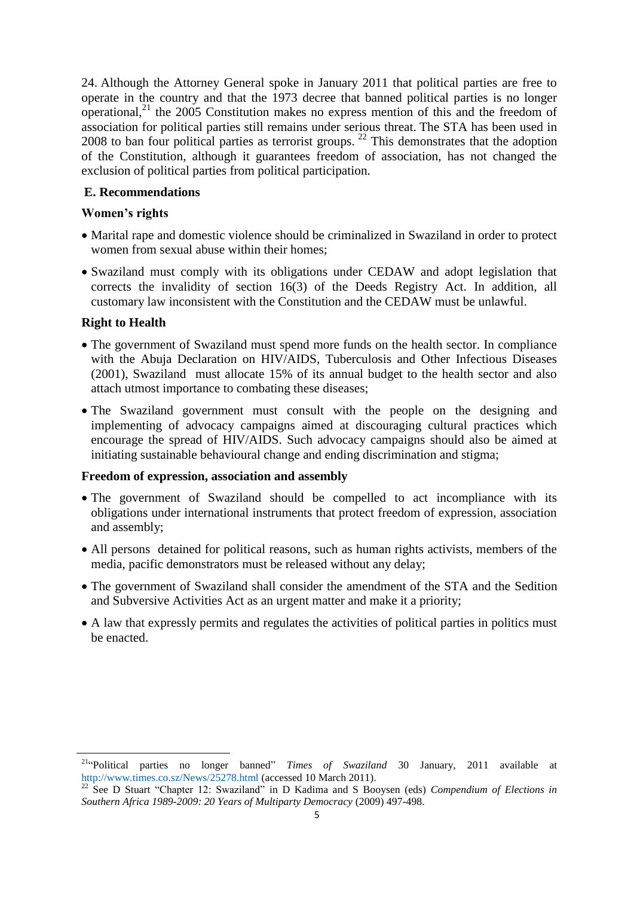24. Although the Attorney General spoke in January 2011 that political parties are free to operate in the country and that the 1973 decree that banned political parties is no longer operational,[21] the 2005 Constitution makes no express mention of this and the freedom of association for political parties still remains under serious threat. The STA has been used in 2008 to ban four political parties as terrorist groups. [22] This demonstrates that the adoption of the Constitution, although it guarantees freedom of association, has not changed the exclusion of political parties from political participation.

## E. Recommendations

### Women's rights

- Marital rape and domestic violence should be criminalized in Swaziland in order to protect women from sexual abuse within their homes;
- Swaziland must comply with its obligations under CEDAW and adopt legislation that corrects the invalidity of section 16(3) of the Deeds Registry Act. In addition, all customary law inconsistent with the Constitution and the CEDAW must be unlawful.

### Right to Health

- The government of Swaziland must spend more funds on the health sector. In compliance with the Abuja Declaration on HIV/AIDS, Tuberculosis and Other Infectious Diseases (2001), Swaziland must allocate 15% of its annual budget to the health sector and also attach utmost importance to combating these diseases;
- The Swaziland government must consult with the people on the designing and implementing of advocacy campaigns aimed at discouraging cultural practices which encourage the spread of HIV/AIDS. Such advocacy campaigns should also be aimed at initiating sustainable behavioural change and ending discrimination and stigma;

### Freedom of expression, association and assembly

- The government of Swaziland should be compelled to act incompliance with its obligations under international instruments that protect freedom of expression, association and assembly;
- All persons detained for political reasons, such as human rights activists, members of the media, pacific demonstrators must be released without any delay;
- The government of Swaziland shall consider the amendment of the STA and the Sedition and Subversive Activities Act as an urgent matter and make it a priority;
- A law that expressly permits and regulates the activities of political parties in politics must be enacted.

---

[21] "Political parties no longer banned" *Times of Swaziland* 30 January, 2011 available at http://www.times.co.sz/News/25278.html (accessed 10 March 2011).

[22] See D Stuart "Chapter 12: Swaziland" in D Kadima and S Booysen (eds) *Compendium of Elections in Southern Africa 1989-2009: 20 Years of Multiparty Democracy* (2009) 497-498.